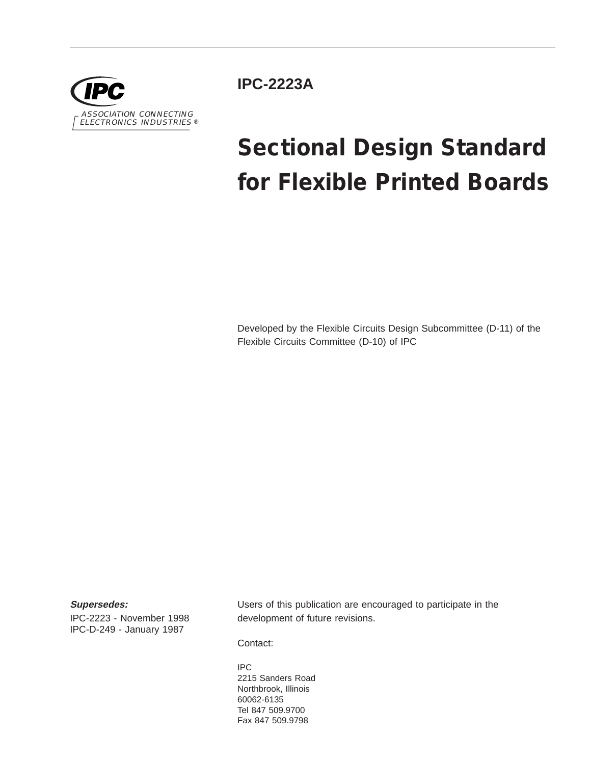IPC

ASSOCIATION CONNECTING ELECTRONICS INDUSTRIES ®

**IPC-2223A**

# Sectional Design Standard for Flexible Printed Boards

Developed by the Flexible Circuits Design Subcommittee (D-11) of the Flexible Circuits Committee (D-10) of IPC

***Supersedes:***

IPC-2223 - November 1998
IPC-D-249 - January 1987

Users of this publication are encouraged to participate in the development of future revisions.

Contact:

IPC
2215 Sanders Road
Northbrook, Illinois
60062-6135
Tel 847 509.9700
Fax 847 509.9798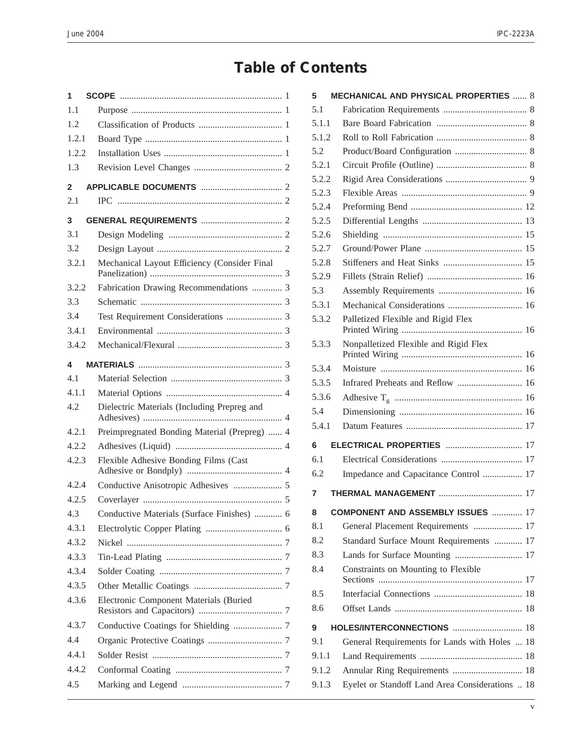# Table of Contents

**1 SCOPE** ..... 1

1.1 Purpose ..... 1

1.2 Classification of Products ..... 1

1.2.1 Board Type ..... 1

1.2.2 Installation Uses ..... 1

1.3 Revision Level Changes ..... 2

**2 APPLICABLE DOCUMENTS** ..... 2

2.1 IPC ..... 2

**3 GENERAL REQUIREMENTS** ..... 2

3.1 Design Modeling ..... 2

3.2 Design Layout ..... 2

3.2.1 Mechanical Layout Efficiency (Consider Final Panelization) ..... 3

3.2.2 Fabrication Drawing Recommendations ..... 3

3.3 Schematic ..... 3

3.4 Test Requirement Considerations ..... 3

3.4.1 Environmental ..... 3

3.4.2 Mechanical/Flexural ..... 3

**4 MATERIALS** ..... 3

4.1 Material Selection ..... 3

4.1.1 Material Options ..... 4

4.2 Dielectric Materials (Including Prepreg and Adhesives) ..... 4

4.2.1 Preimpregnated Bonding Material (Prepreg) ..... 4

4.2.2 Adhesives (Liquid) ..... 4

4.2.3 Flexible Adhesive Bonding Films (Cast Adhesive or Bondply) ..... 4

4.2.4 Conductive Anisotropic Adhesives ..... 5

4.2.5 Coverlayer ..... 5

4.3 Conductive Materials (Surface Finishes) ..... 6

4.3.1 Electrolytic Copper Plating ..... 6

4.3.2 Nickel ..... 7

4.3.3 Tin-Lead Plating ..... 7

4.3.4 Solder Coating ..... 7

4.3.5 Other Metallic Coatings ..... 7

4.3.6 Electronic Component Materials (Buried Resistors and Capacitors) ..... 7

4.3.7 Conductive Coatings for Shielding ..... 7

4.4 Organic Protective Coatings ..... 7

4.4.1 Solder Resist ..... 7

4.4.2 Conformal Coating ..... 7

4.5 Marking and Legend ..... 7

**5 MECHANICAL AND PHYSICAL PROPERTIES** ..... 8

5.1 Fabrication Requirements ..... 8

5.1.1 Bare Board Fabrication ..... 8

5.1.2 Roll to Roll Fabrication ..... 8

5.2 Product/Board Configuration ..... 8

5.2.1 Circuit Profile (Outline) ..... 8

5.2.2 Rigid Area Considerations ..... 9

5.2.3 Flexible Areas ..... 9

5.2.4 Preforming Bend ..... 12

5.2.5 Differential Lengths ..... 13

5.2.6 Shielding ..... 15

5.2.7 Ground/Power Plane ..... 15

5.2.8 Stiffeners and Heat Sinks ..... 15

5.2.9 Fillets (Strain Relief) ..... 16

5.3 Assembly Requirements ..... 16

5.3.1 Mechanical Considerations ..... 16

5.3.2 Palletized Flexible and Rigid Flex Printed Wiring ..... 16

5.3.3 Nonpalletized Flexible and Rigid Flex Printed Wiring ..... 16

5.3.4 Moisture ..... 16

5.3.5 Infrared Preheats and Reflow ..... 16

5.3.6 Adhesive $T_g$ ..... 16

5.4 Dimensioning ..... 16

5.4.1 Datum Features ..... 17

**6 ELECTRICAL PROPERTIES** ..... 17

6.1 Electrical Considerations ..... 17

6.2 Impedance and Capacitance Control ..... 17

**7 THERMAL MANAGEMENT** ..... 17

**8 COMPONENT AND ASSEMBLY ISSUES** ..... 17

8.1 General Placement Requirements ..... 17

8.2 Standard Surface Mount Requirements ..... 17

8.3 Lands for Surface Mounting ..... 17

8.4 Constraints on Mounting to Flexible Sections ..... 17

8.5 Interfacial Connections ..... 18

8.6 Offset Lands ..... 18

**9 HOLES/INTERCONNECTIONS** ..... 18

9.1 General Requirements for Lands with Holes ..... 18

9.1.1 Land Requirements ..... 18

9.1.2 Annular Ring Requirements ..... 18

9.1.3 Eyelet or Standoff Land Area Considerations ..... 18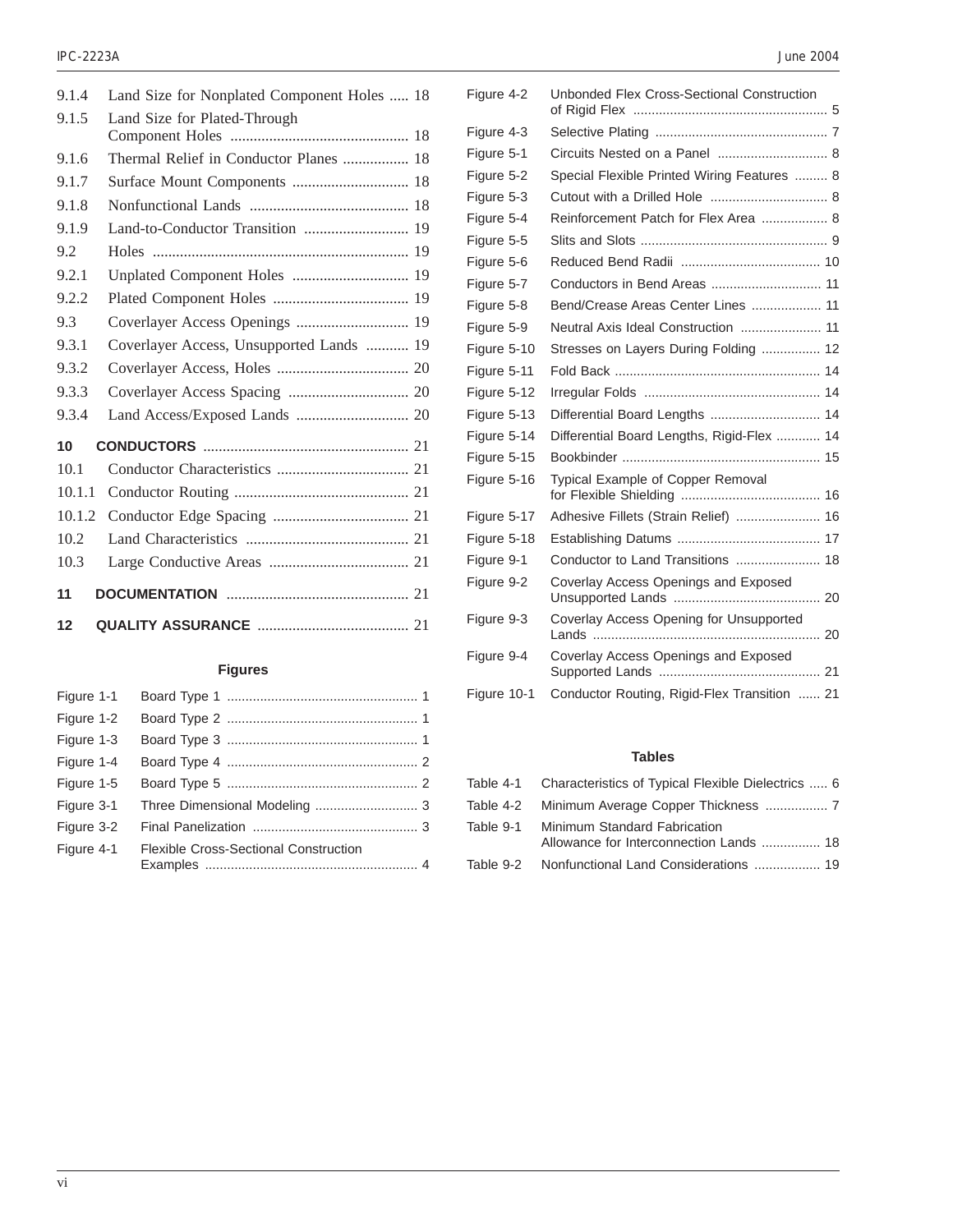9.1.4 Land Size for Nonplated Component Holes ..... 18

9.1.5 Land Size for Plated-Through Component Holes .............................................. 18

9.1.6 Thermal Relief in Conductor Planes ................. 18

9.1.7 Surface Mount Components .............................. 18

9.1.8 Nonfunctional Lands ......................................... 18

9.1.9 Land-to-Conductor Transition ........................... 19

9.2 Holes .................................................................. 19

9.2.1 Unplated Component Holes .............................. 19

9.2.2 Plated Component Holes ................................... 19

9.3 Coverlayer Access Openings ............................. 19

9.3.1 Coverlayer Access, Unsupported Lands ........... 19

9.3.2 Coverlayer Access, Holes .................................. 20

9.3.3 Coverlayer Access Spacing ............................... 20

9.3.4 Land Access/Exposed Lands ............................. 20

**10 CONDUCTORS** ..................................................... 21

10.1 Conductor Characteristics .................................. 21

10.1.1 Conductor Routing ............................................. 21

10.1.2 Conductor Edge Spacing ................................... 21

10.2 Land Characteristics .......................................... 21

10.3 Large Conductive Areas .................................... 21

**11 DOCUMENTATION** ............................................... 21

**12 QUALITY ASSURANCE** ....................................... 21

### Figures

Figure 1-1 Board Type 1 .................................................... 1

Figure 1-2 Board Type 2 .................................................... 1

Figure 1-3 Board Type 3 .................................................... 1

Figure 1-4 Board Type 4 .................................................... 2

Figure 1-5 Board Type 5 .................................................... 2

Figure 3-1 Three Dimensional Modeling ............................ 3

Figure 3-2 Final Panelization ............................................. 3

Figure 4-1 Flexible Cross-Sectional Construction Examples .......................................................... 4

Figure 4-2 Unbonded Flex Cross-Sectional Construction of Rigid Flex ..................................................... 5

Figure 4-3 Selective Plating ............................................... 7

Figure 5-1 Circuits Nested on a Panel .............................. 8

Figure 5-2 Special Flexible Printed Wiring Features ......... 8

Figure 5-3 Cutout with a Drilled Hole ................................ 8

Figure 5-4 Reinforcement Patch for Flex Area .................. 8

Figure 5-5 Slits and Slots ................................................... 9

Figure 5-6 Reduced Bend Radii ...................................... 10

Figure 5-7 Conductors in Bend Areas .............................. 11

Figure 5-8 Bend/Crease Areas Center Lines ................... 11

Figure 5-9 Neutral Axis Ideal Construction ...................... 11

Figure 5-10 Stresses on Layers During Folding ................ 12

Figure 5-11 Fold Back ........................................................ 14

Figure 5-12 Irregular Folds ................................................ 14

Figure 5-13 Differential Board Lengths .............................. 14

Figure 5-14 Differential Board Lengths, Rigid-Flex ............ 14

Figure 5-15 Bookbinder ...................................................... 15

Figure 5-16 Typical Example of Copper Removal for Flexible Shielding ...................................... 16

Figure 5-17 Adhesive Fillets (Strain Relief) ....................... 16

Figure 5-18 Establishing Datums ....................................... 17

Figure 9-1 Conductor to Land Transitions ....................... 18

Figure 9-2 Coverlay Access Openings and Exposed Unsupported Lands ........................................ 20

Figure 9-3 Coverlay Access Opening for Unsupported Lands .............................................................. 20

Figure 9-4 Coverlay Access Openings and Exposed Supported Lands ............................................ 21

Figure 10-1 Conductor Routing, Rigid-Flex Transition ...... 21

### Tables

Table 4-1 Characteristics of Typical Flexible Dielectrics ..... 6

Table 4-2 Minimum Average Copper Thickness ................. 7

Table 9-1 Minimum Standard Fabrication Allowance for Interconnection Lands ................ 18

Table 9-2 Nonfunctional Land Considerations .................. 19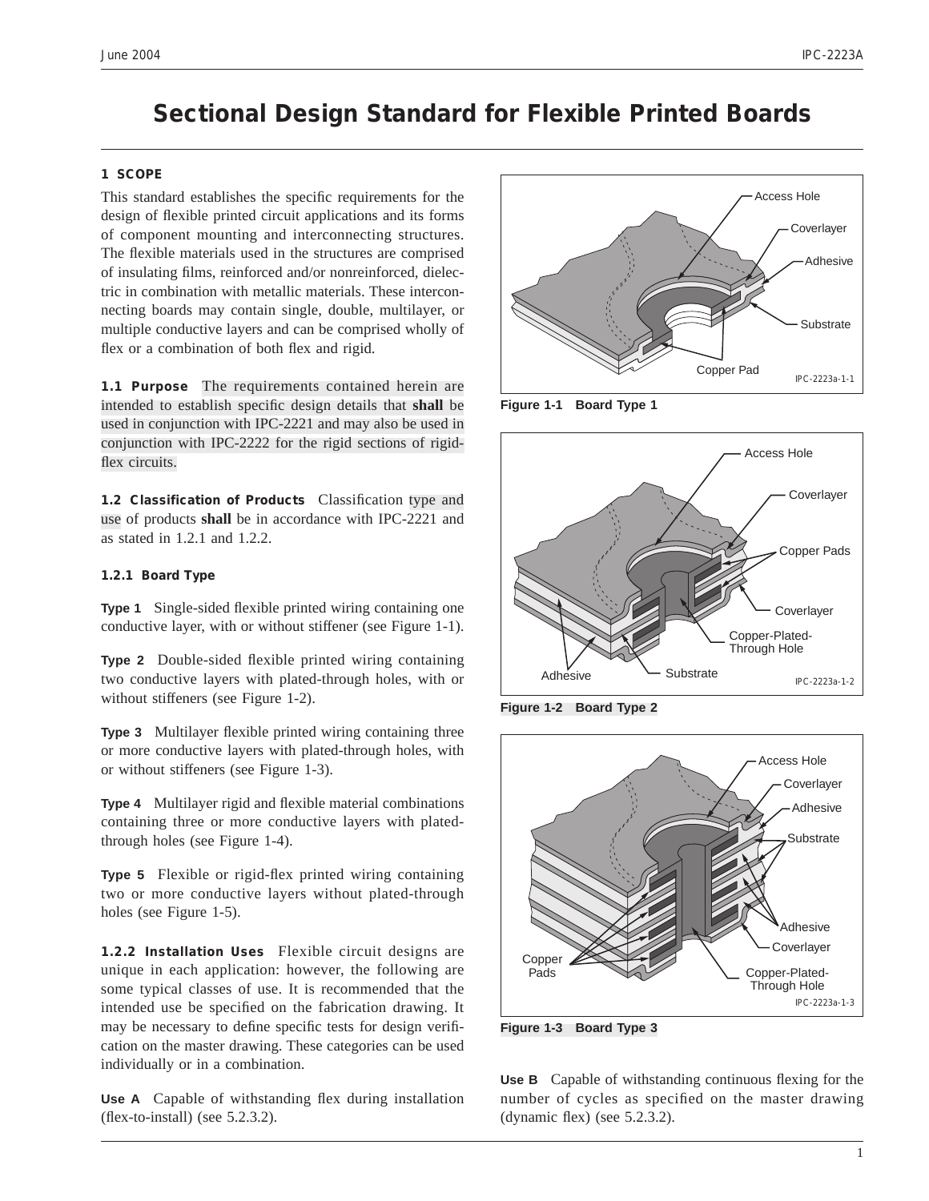# Sectional Design Standard for Flexible Printed Boards

## 1 SCOPE

This standard establishes the specific requirements for the design of flexible printed circuit applications and its forms of component mounting and interconnecting structures. The flexible materials used in the structures are comprised of insulating films, reinforced and/or nonreinforced, dielectric in combination with metallic materials. These interconnecting boards may contain single, double, multilayer, or multiple conductive layers and can be comprised wholly of flex or a combination of both flex and rigid.

**1.1 Purpose** The requirements contained herein are intended to establish specific design details that **shall** be used in conjunction with IPC-2221 and may also be used in conjunction with IPC-2222 for the rigid sections of rigid-flex circuits.

**1.2 Classification of Products** Classification type and use of products **shall** be in accordance with IPC-2221 and as stated in 1.2.1 and 1.2.2.

### 1.2.1 Board Type

**Type 1** Single-sided flexible printed wiring containing one conductive layer, with or without stiffener (see Figure 1-1).

**Type 2** Double-sided flexible printed wiring containing two conductive layers with plated-through holes, with or without stiffeners (see Figure 1-2).

**Type 3** Multilayer flexible printed wiring containing three or more conductive layers with plated-through holes, with or without stiffeners (see Figure 1-3).

**Type 4** Multilayer rigid and flexible material combinations containing three or more conductive layers with plated-through holes (see Figure 1-4).

**Type 5** Flexible or rigid-flex printed wiring containing two or more conductive layers without plated-through holes (see Figure 1-5).

**1.2.2 Installation Uses** Flexible circuit designs are unique in each application: however, the following are some typical classes of use. It is recommended that the intended use be specified on the fabrication drawing. It may be necessary to define specific tests for design verification on the master drawing. These categories can be used individually or in a combination.

**Use A** Capable of withstanding flex during installation (flex-to-install) (see 5.2.3.2).

Access Hole
Coverlayer
Adhesive
Substrate
Copper Pad
IPC-2223a-1-1

**Figure 1-1 Board Type 1**

Access Hole
Coverlayer
Copper Pads
Coverlayer
Copper-Plated-Through Hole
Adhesive
Substrate
IPC-2223a-1-2

**Figure 1-2 Board Type 2**

Access Hole
Coverlayer
Adhesive
Substrate
Adhesive
Coverlayer
Copper Pads
Copper-Plated-Through Hole
IPC-2223a-1-3

**Figure 1-3 Board Type 3**

**Use B** Capable of withstanding continuous flexing for the number of cycles as specified on the master drawing (dynamic flex) (see 5.2.3.2).